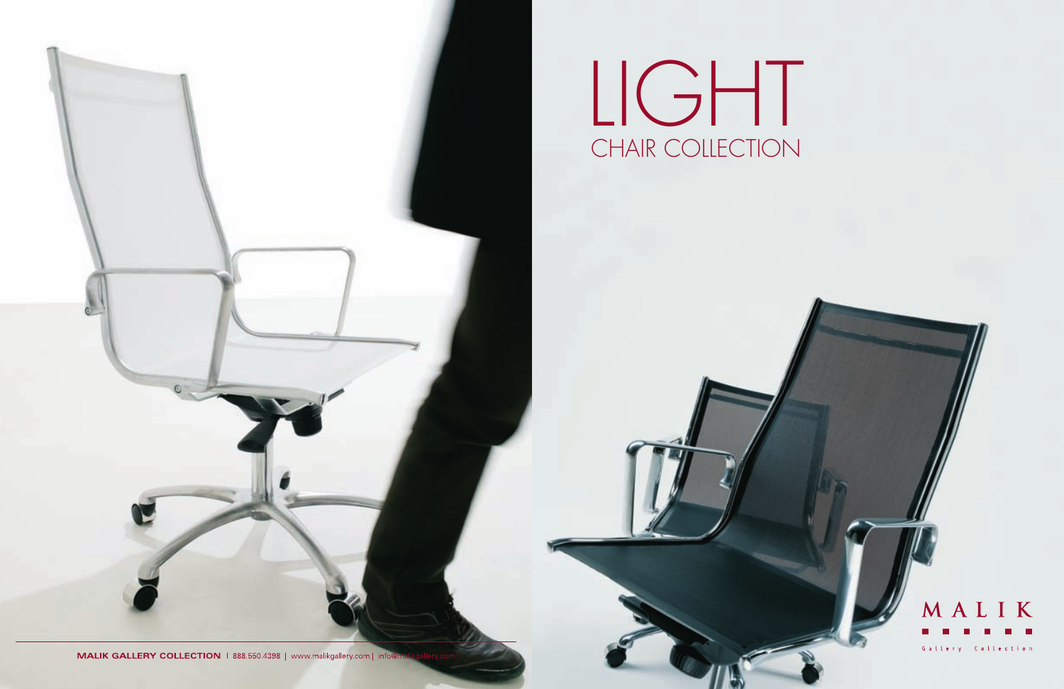# LIGHT

## CHAIR COLLECTION

MALIK

Gallery Collection

**MALIK GALLERY COLLECTION** | 888.550.4398 | www.malikgallery.com | info@malikgallery.com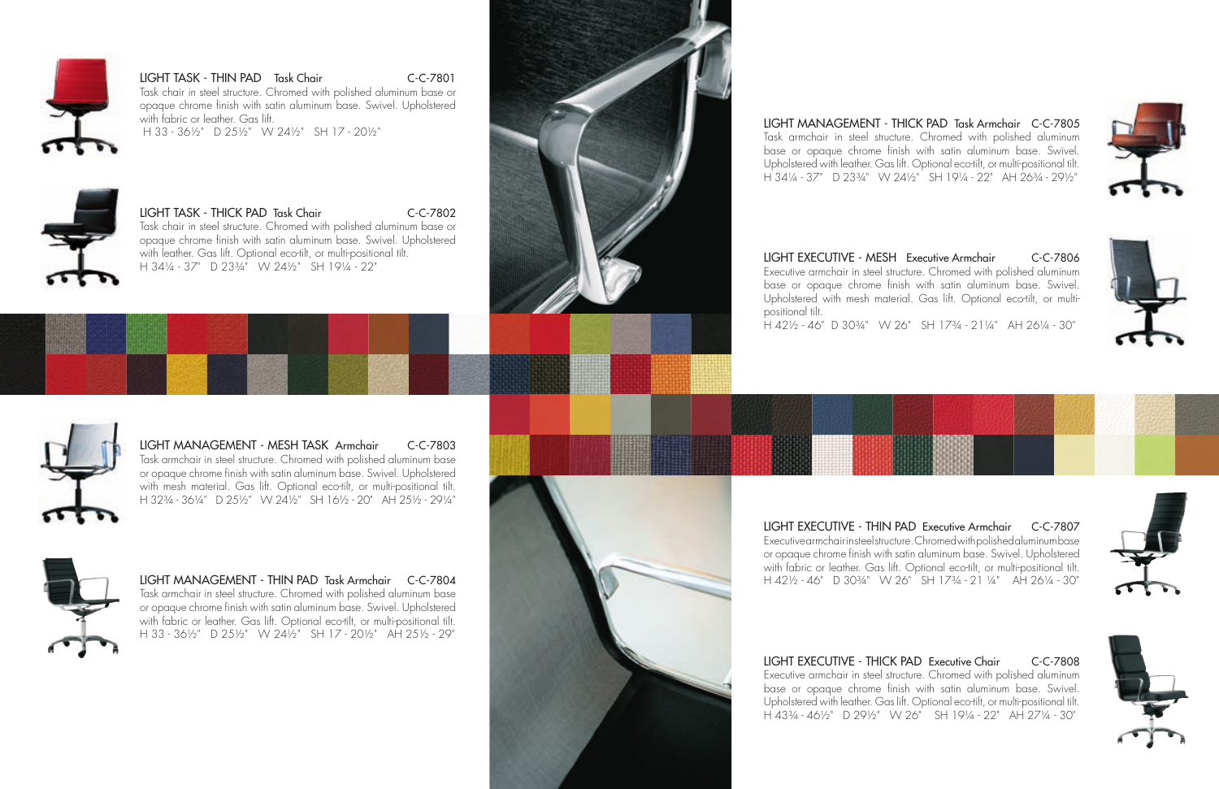## LIGHT TASK - THIN PAD Task Chair C-C-7801

Task chair in steel structure. Chromed with polished aluminum base or opaque chrome finish with satin aluminum base. Swivel. Upholstered with fabric or leather. Gas lift.

H 33 - 36½" D 25½" W 24½" SH 17 - 20½"

## LIGHT TASK - THICK PAD Task Chair C-C-7802

Task chair in steel structure. Chromed with polished aluminum base or opaque chrome finish with satin aluminum base. Swivel. Upholstered with leather. Gas lift. Optional eco-tilt, or multi-positional tilt.

H 34¼ - 37" D 23¾" W 24½" SH 19¼ - 22"

## LIGHT MANAGEMENT - MESH TASK Armchair C-C-7803

Task armchair in steel structure. Chromed with polished aluminum base or opaque chrome finish with satin aluminum base. Swivel. Upholstered with mesh material. Gas lift. Optional eco-tilt, or multi-positional tilt.

H 32¾ - 36¼" D 25½" W 24½" SH 16½ - 20" AH 25½ - 29¼"

## LIGHT MANAGEMENT - THIN PAD Task Armchair C-C-7804

Task armchair in steel structure. Chromed with polished aluminum base or opaque chrome finish with satin aluminum base. Swivel. Upholstered with fabric or leather. Gas lift. Optional eco-tilt, or multi-positional tilt.

H 33 - 36½" D 25½" W 24½" SH 17 - 20½" AH 25½ - 29"

## LIGHT MANAGEMENT - THICK PAD Task Armchair C-C-7805

Task armchair in steel structure. Chromed with polished aluminum base or opaque chrome finish with satin aluminum base. Swivel. Upholstered with leather. Gas lift. Optional eco-tilt, or multi-positional tilt.

H 34¼ - 37" D 23¾" W 24½" SH 19¼ - 22" AH 26¾ - 29½"

## LIGHT EXECUTIVE - MESH Executive Armchair C-C-7806

Executive armchair in steel structure. Chromed with polished aluminum base or opaque chrome finish with satin aluminum base. Swivel. Upholstered with mesh material. Gas lift. Optional eco-tilt, or multi-positional tilt.

H 42½ - 46" D 30¾" W 26" SH 17¾ - 21¼" AH 26¼ - 30"

## LIGHT EXECUTIVE - THIN PAD Executive Armchair C-C-7807

Executive armchair in steel structure. Chromed with polished aluminum base or opaque chrome finish with satin aluminum base. Swivel. Upholstered with fabric or leather. Gas lift. Optional eco-tilt, or multi-positional tilt.

H 42½ - 46" D 30¾" W 26" SH 17¾ - 21 ¼" AH 26¼ - 30"

## LIGHT EXECUTIVE - THICK PAD Executive Chair C-C-7808

Executive armchair in steel structure. Chromed with polished aluminum base or opaque chrome finish with satin aluminum base. Swivel. Upholstered with leather. Gas lift. Optional eco-tilt, or multi-positional tilt.

H 43¾ - 46½" D 29½" W 26" SH 19¼ - 22" AH 27¼ - 30"